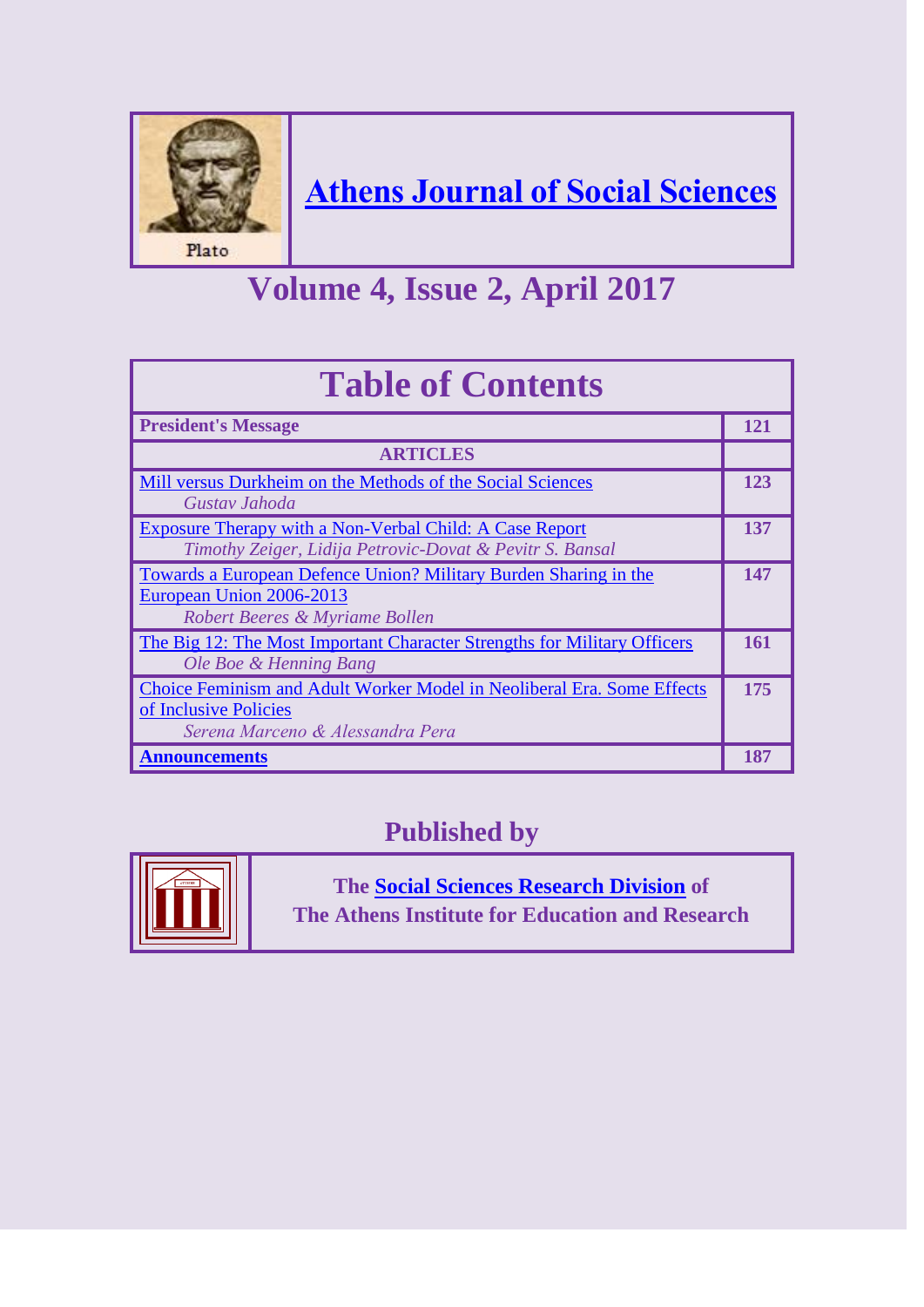Plato

# Athens Journal of Social Sciences

## Volume 4, Issue 2, April 2017

| Table of Contents | |
|---|---|
| **President's Message** | **121** |
| **ARTICLES** | |
| Mill versus Durkheim on the Methods of the Social Sciences<br>*Gustav Jahoda* | **123** |
| Exposure Therapy with a Non-Verbal Child: A Case Report<br>*Timothy Zeiger, Lidija Petrovic-Dovat & Pevitr S. Bansal* | **137** |
| Towards a European Defence Union? Military Burden Sharing in the European Union 2006-2013<br>*Robert Beeres & Myriame Bollen* | **147** |
| The Big 12: The Most Important Character Strengths for Military Officers<br>*Ole Boe & Henning Bang* | **161** |
| Choice Feminism and Adult Worker Model in Neoliberal Era. Some Effects of Inclusive Policies<br>*Serena Marceno & Alessandra Pera* | **175** |
| **Announcements** | **187** |

## Published by

**The Social Sciences Research Division of**
**The Athens Institute for Education and Research**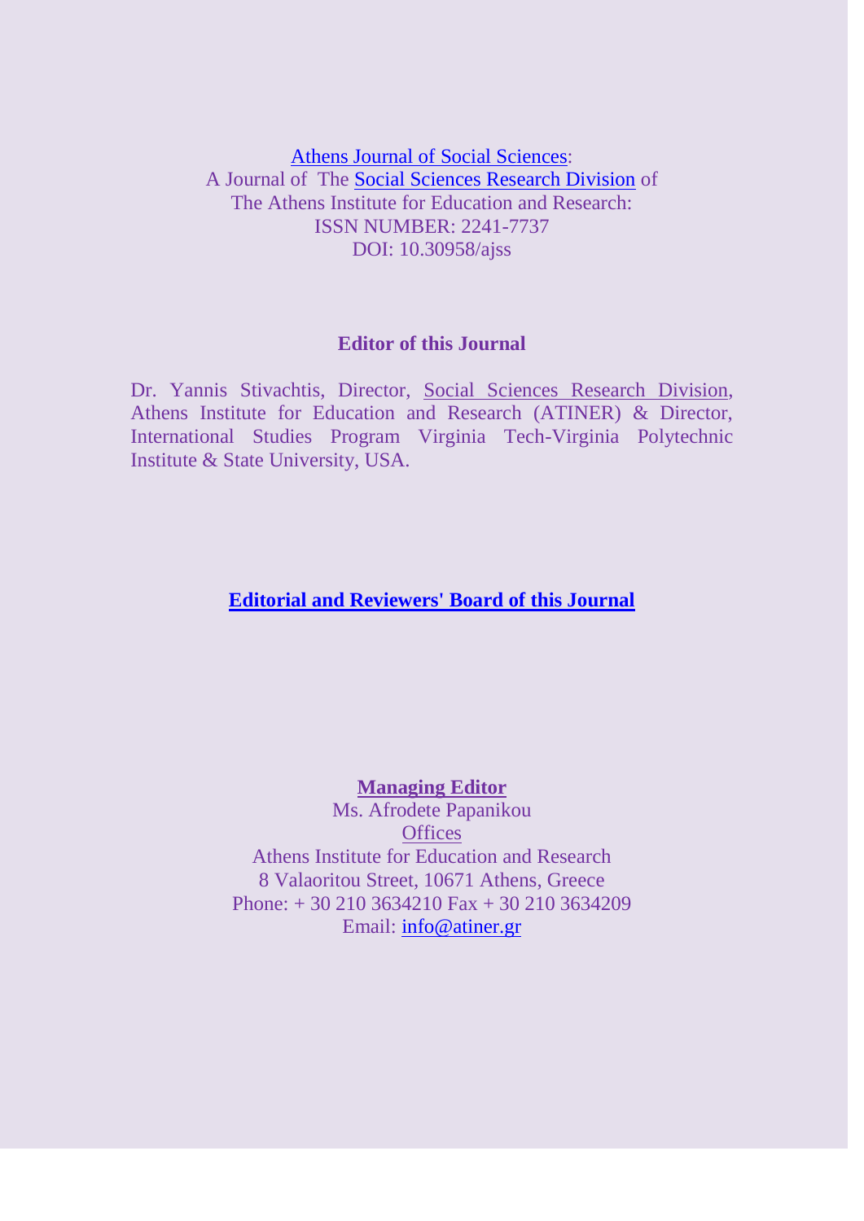Athens Journal of Social Sciences:
A Journal of The Social Sciences Research Division of
The Athens Institute for Education and Research:
ISSN NUMBER: 2241-7737
DOI: 10.30958/ajss

**Editor of this Journal**

Dr. Yannis Stivachtis, Director, Social Sciences Research Division, Athens Institute for Education and Research (ATINER) & Director, International Studies Program Virginia Tech-Virginia Polytechnic Institute & State University, USA.

**Editorial and Reviewers' Board of this Journal**

**Managing Editor**
Ms. Afrodete Papanikou
Offices
Athens Institute for Education and Research
8 Valaoritou Street, 10671 Athens, Greece
Phone: + 30 210 3634210 Fax + 30 210 3634209
Email: info@atiner.gr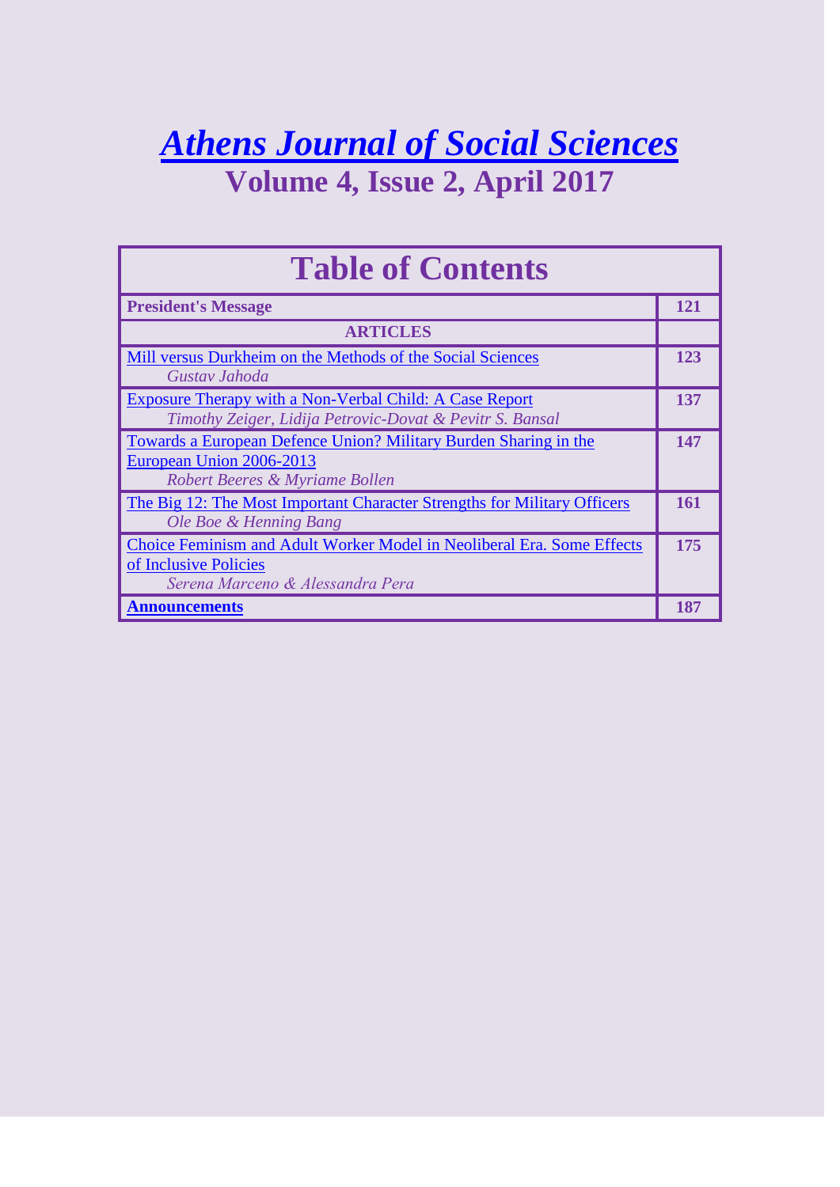# *Athens Journal of Social Sciences*

## Volume 4, Issue 2, April 2017

| Table of Contents | |
|---|---|
| **President's Message** | **121** |
| **ARTICLES** | |
| Mill versus Durkheim on the Methods of the Social Sciences<br>*Gustav Jahoda* | **123** |
| Exposure Therapy with a Non-Verbal Child: A Case Report<br>*Timothy Zeiger, Lidija Petrovic-Dovat & Pevitr S. Bansal* | **137** |
| Towards a European Defence Union? Military Burden Sharing in the European Union 2006-2013<br>*Robert Beeres & Myriame Bollen* | **147** |
| The Big 12: The Most Important Character Strengths for Military Officers<br>*Ole Boe & Henning Bang* | **161** |
| Choice Feminism and Adult Worker Model in Neoliberal Era. Some Effects of Inclusive Policies<br>*Serena Marceno & Alessandra Pera* | **175** |
| **Announcements** | **187** |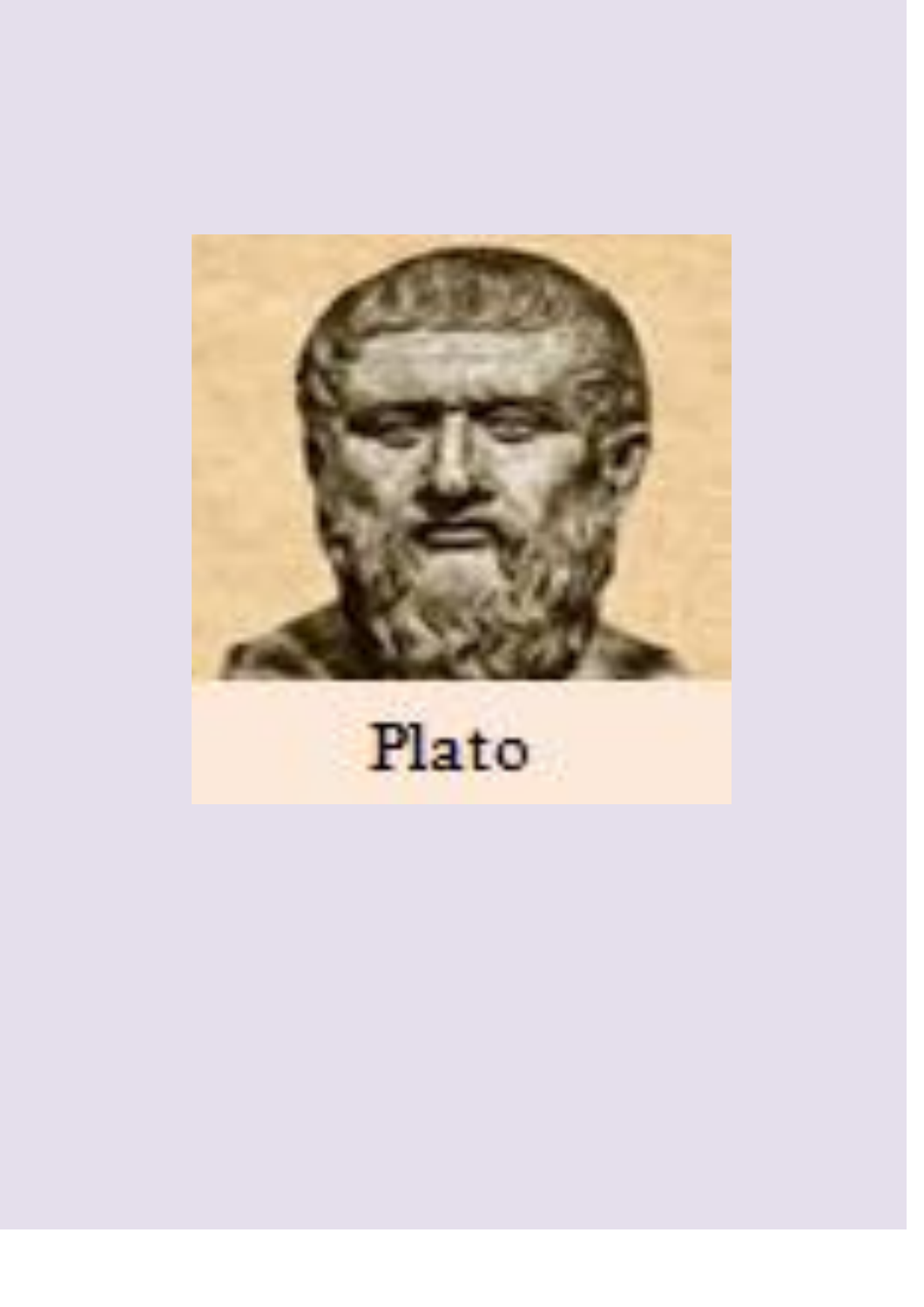Plato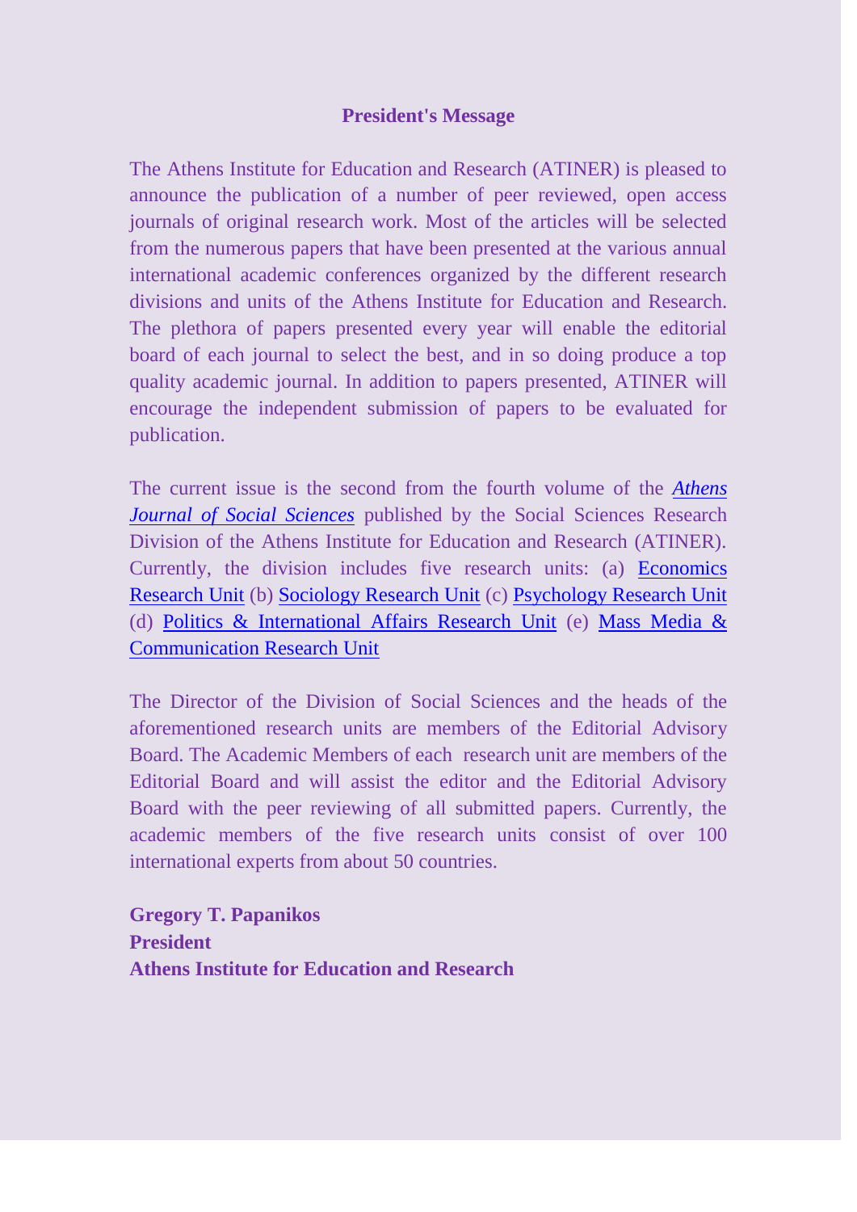## President's Message

The Athens Institute for Education and Research (ATINER) is pleased to announce the publication of a number of peer reviewed, open access journals of original research work. Most of the articles will be selected from the numerous papers that have been presented at the various annual international academic conferences organized by the different research divisions and units of the Athens Institute for Education and Research. The plethora of papers presented every year will enable the editorial board of each journal to select the best, and in so doing produce a top quality academic journal. In addition to papers presented, ATINER will encourage the independent submission of papers to be evaluated for publication.

The current issue is the second from the fourth volume of the *Athens Journal of Social Sciences* published by the Social Sciences Research Division of the Athens Institute for Education and Research (ATINER). Currently, the division includes five research units: (a) Economics Research Unit (b) Sociology Research Unit (c) Psychology Research Unit (d) Politics & International Affairs Research Unit (e) Mass Media & Communication Research Unit

The Director of the Division of Social Sciences and the heads of the aforementioned research units are members of the Editorial Advisory Board. The Academic Members of each research unit are members of the Editorial Board and will assist the editor and the Editorial Advisory Board with the peer reviewing of all submitted papers. Currently, the academic members of the five research units consist of over 100 international experts from about 50 countries.

**Gregory T. Papanikos**
**President**
**Athens Institute for Education and Research**